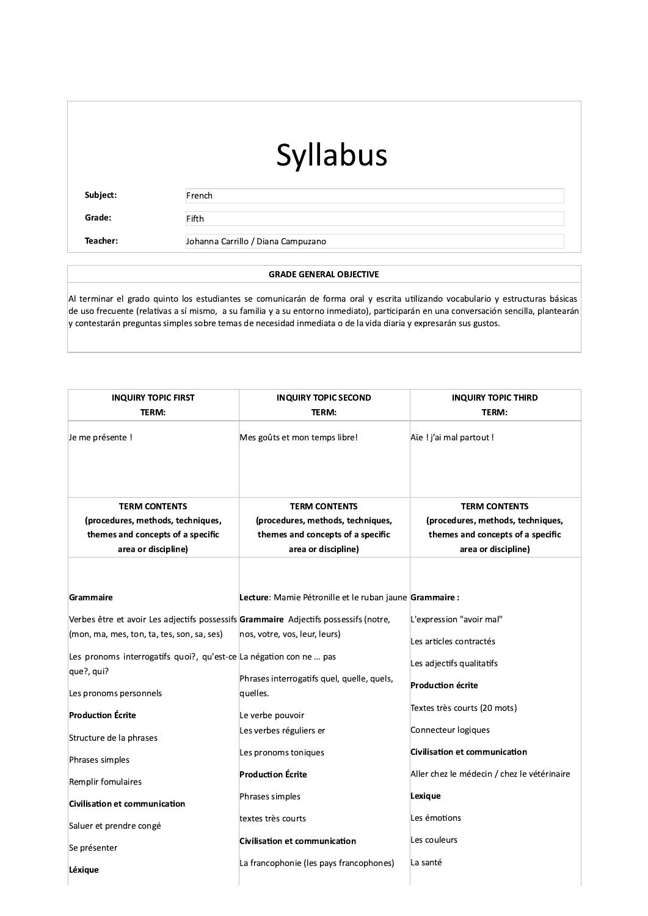# Syllabus

| | |
|---|---|
| **Subject:** | French |
| **Grade:** | Fifth |
| **Teacher:** | Johanna Carrillo / Diana Campuzano |

| GRADE GENERAL OBJECTIVE |
|---|
| Al terminar el grado quinto los estudiantes se comunicarán de forma oral y escrita utilizando vocabulario y estructuras básicas de uso frecuente (relativas a sí mismo, a su familia y a su entorno inmediato), participarán en una conversación sencilla, plantearán y contestarán preguntas simples sobre temas de necesidad inmediata o de la vida diaria y expresarán sus gustos. |

| INQUIRY TOPIC FIRST TERM: | INQUIRY TOPIC SECOND TERM: | INQUIRY TOPIC THIRD TERM: |
|---|---|---|
| Je me présente ! | Mes goûts et mon temps libre! | Aïe ! j'ai mal partout ! |
| **TERM CONTENTS (procedures, methods, techniques, themes and concepts of a specific area or discipline)** | **TERM CONTENTS (procedures, methods, techniques, themes and concepts of a specific area or discipline)** | **TERM CONTENTS (procedures, methods, techniques, themes and concepts of a specific area or discipline)** |
| **Grammaire**<br>Verbes être et avoir Les adjectifs possessifs (mon, ma, mes, ton, ta, tes, son, sa, ses)<br>Les pronoms interrogatifs quoi?, qu'est-ce que?, qui?<br>Les pronoms personnels<br>**Production Écrite**<br>Structure de la phrases<br>Phrases simples<br>Remplir fomulaires<br>**Civilisation et communication**<br>Saluer et prendre congé<br>Se présenter<br>**Léxique** | **Lecture**: Mamie Pétronille et le ruban jaune<br>**Grammaire** Adjectifs possessifs (notre, nos, votre, vos, leur, leurs)<br>La négation con ne … pas<br>Phrases interrogatifs quel, quelle, quels, quelles.<br>Le verbe pouvoir<br>Les verbes réguliers er<br>Les pronoms toniques<br>**Production Écrite**<br>Phrases simples<br>textes très courts<br>**Civilisation et communication**<br>La francophonie (les pays francophones) | **Grammaire :**<br>L'expression "avoir mal"<br>Les articles contractés<br>Les adjectifs qualitatifs<br>**Production écrite**<br>Textes très courts (20 mots)<br>Connecteur logiques<br>**Civilisation et communication**<br>Aller chez le médecin / chez le vétérinaire<br>**Lexique**<br>Les émotions<br>Les couleurs<br>La santé |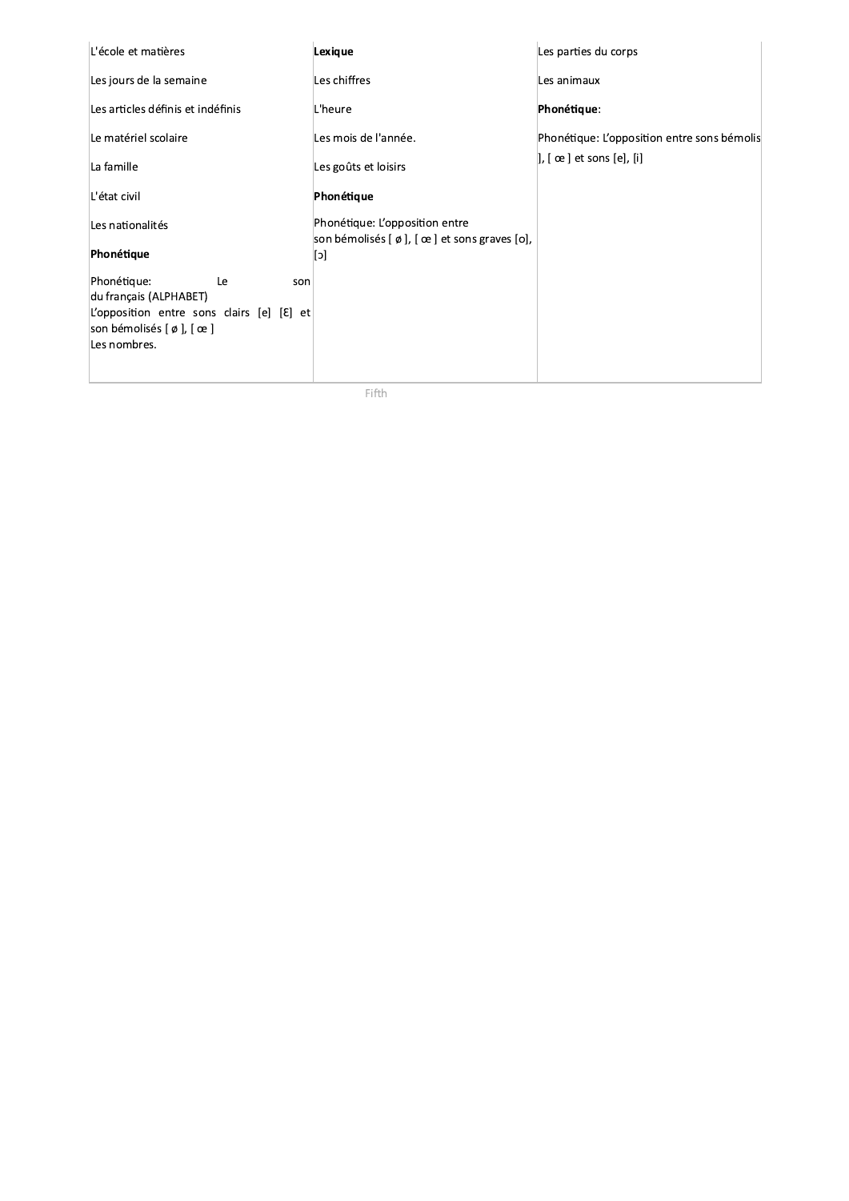| | | |
|---|---|---|
| L'école et matières<br><br>Les jours de la semaine<br><br>Les articles définis et indéfinis<br><br>Le matériel scolaire<br><br>La famille<br><br>L'état civil<br><br>Les nationalités<br><br>**Phonétique**<br><br>Phonétique: Le son du français (ALPHABET)<br>L'opposition entre sons clairs [e] [Ɛ] et son bémolisés [ ø ], [ œ ]<br>Les nombres. | **Lexique**<br><br>Les chiffres<br><br>L'heure<br><br>Les mois de l'année.<br><br>Les goûts et loisirs<br><br>**Phonétique**<br><br>Phonétique: L'opposition entre son bémolisés [ ø ], [ œ ] et sons graves [o], [ɔ] | Les parties du corps<br><br>Les animaux<br><br>**Phonétique**:<br><br>Phonétique: L'opposition entre sons bémolis ], [ œ ] et sons [e], [i] |

Fifth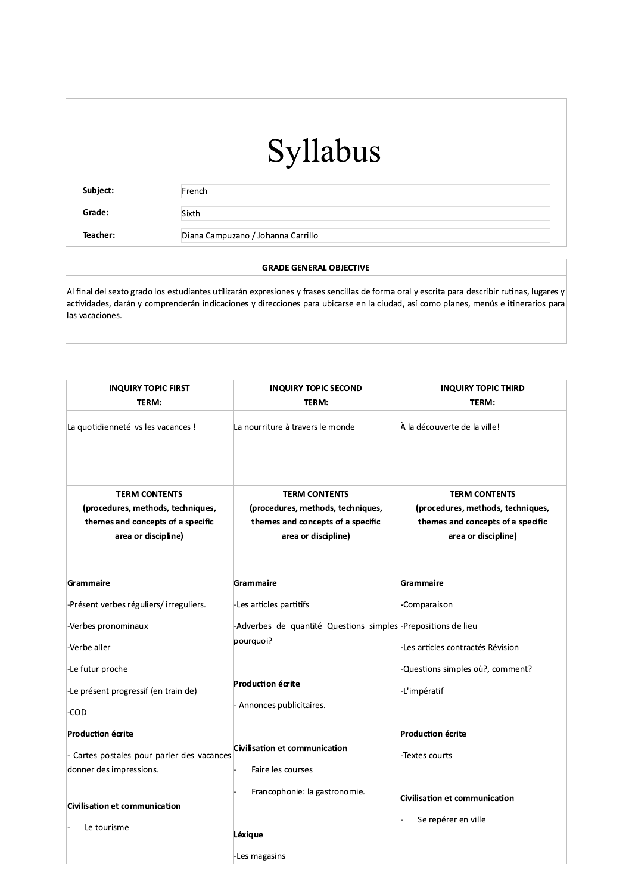# Syllabus

| | |
|---|---|
| **Subject:** | French |
| **Grade:** | Sixth |
| **Teacher:** | Diana Campuzano / Johanna Carrillo |

| GRADE GENERAL OBJECTIVE |
|---|
| Al final del sexto grado los estudiantes utilizarán expresiones y frases sencillas de forma oral y escrita para describir rutinas, lugares y actividades, darán y comprenderán indicaciones y direcciones para ubicarse en la ciudad, así como planes, menús e itinerarios para las vacaciones. |

| INQUIRY TOPIC FIRST TERM: | INQUIRY TOPIC SECOND TERM: | INQUIRY TOPIC THIRD TERM: |
|---|---|---|
| La quotidienneté vs les vacances ! | La nourriture à travers le monde | À la découverte de la ville! |
| **TERM CONTENTS (procedures, methods, techniques, themes and concepts of a specific area or discipline)** | **TERM CONTENTS (procedures, methods, techniques, themes and concepts of a specific area or discipline)** | **TERM CONTENTS (procedures, methods, techniques, themes and concepts of a specific area or discipline)** |
| **Grammaire**<br>-Présent verbes réguliers/ irreguliers.<br>-Verbes pronominaux<br>-Verbe aller<br>-Le futur proche<br>-Le présent progressif (en train de)<br>-COD<br>**Production écrite**<br>- Cartes postales pour parler des vacances donner des impressions.<br>**Civilisation et communication**<br>- Le tourisme | **Grammaire**<br>-Les articles partitifs<br>-Adverbes de quantité Questions simples pourquoi?<br>**Production écrite**<br>- Annonces publicitaires.<br>**Civilisation et communication**<br>- Faire les courses<br>- Francophonie: la gastronomie.<br>**Léxique**<br>-Les magasins | **Grammaire**<br>-Comparaison<br>-Prepositions de lieu<br>-Les articles contractés Révision<br>-Questions simples où?, comment?<br>-L'impératif<br>**Production écrite**<br>-Textes courts<br>**Civilisation et communication**<br>- Se repérer en ville |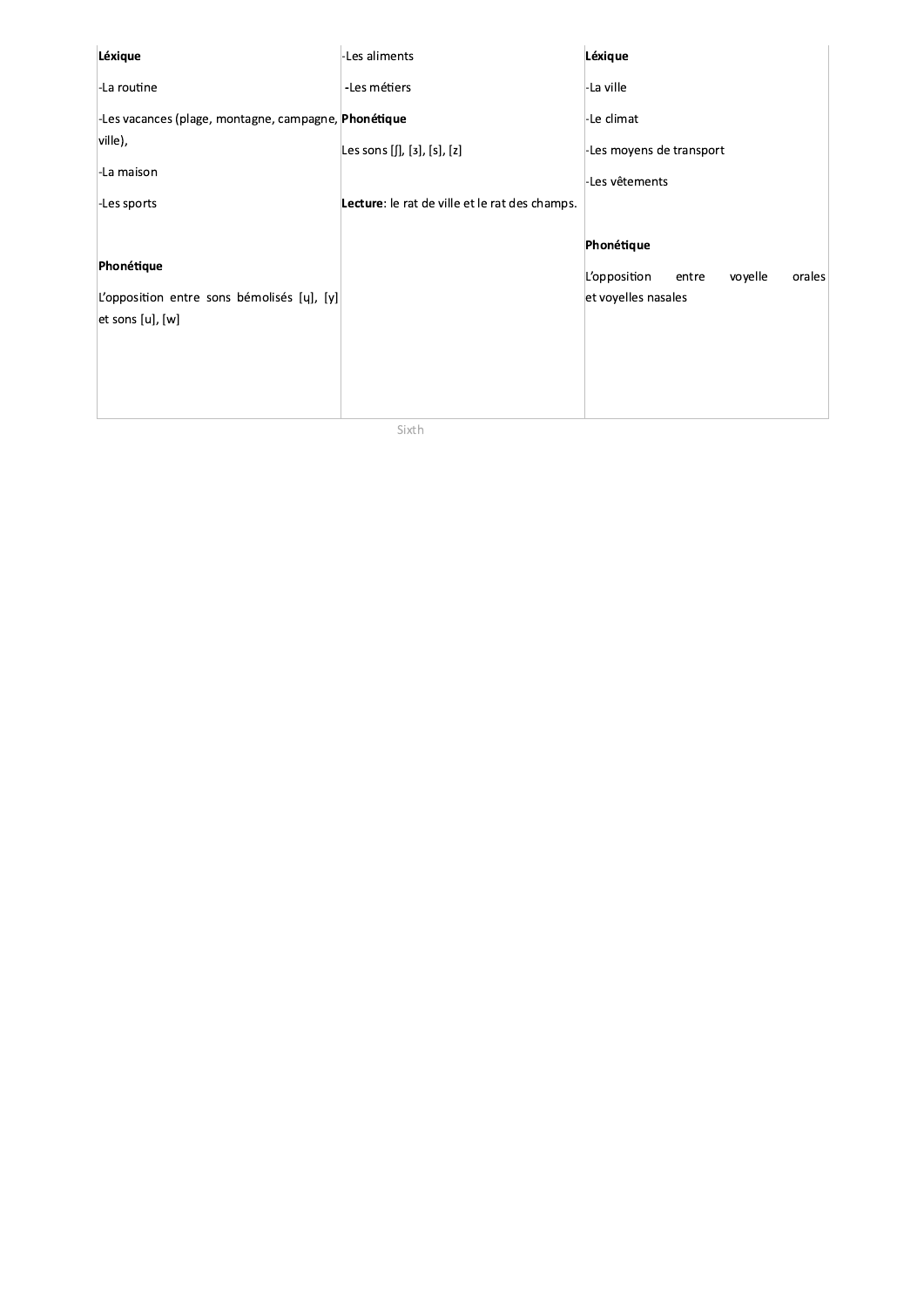| **Léxique**<br><br>-La routine<br><br>-Les vacances (plage, montagne, campagne, ville),<br><br>-La maison<br><br>-Les sports<br><br>**Phonétique**<br><br>L'opposition entre sons bémolisés [ɥ], [y] et sons [u], [w] | -Les aliments<br><br>-Les métiers<br><br>**Phonétique**<br><br>Les sons [ʃ], [ʒ], [s], [z]<br><br>**Lecture**: le rat de ville et le rat des champs. | **Léxique**<br><br>-La ville<br><br>-Le climat<br><br>-Les moyens de transport<br><br>-Les vêtements<br><br>**Phonétique**<br><br>L'opposition entre voyelle orales et voyelles nasales |
|---|---|---|

Sixth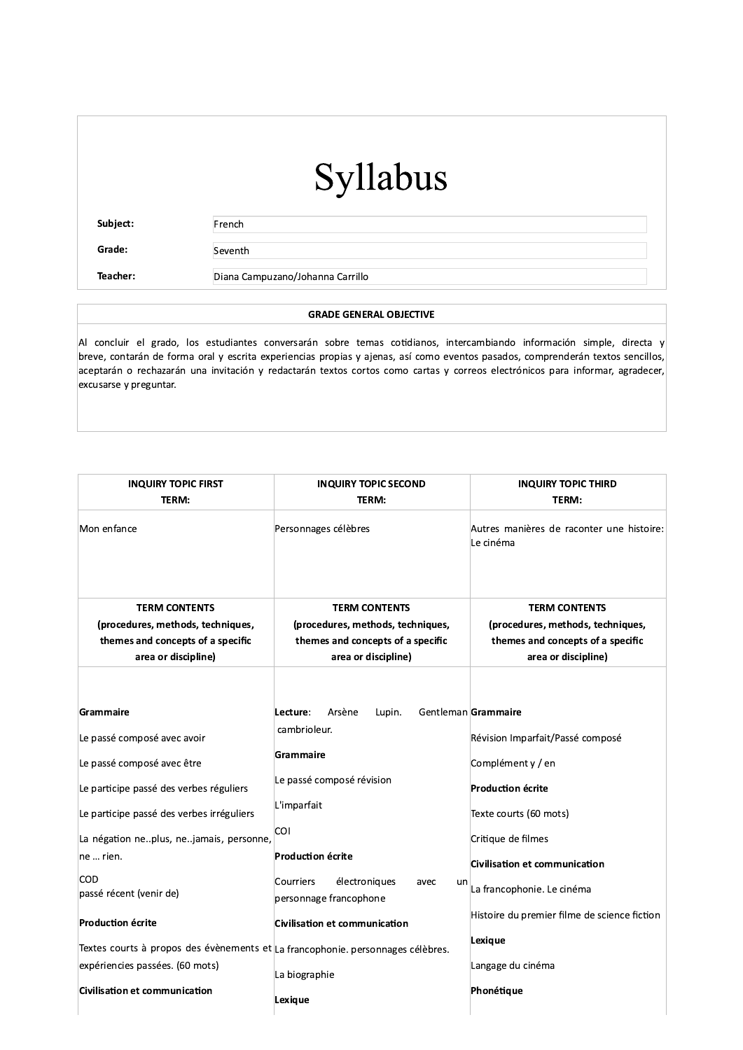# Syllabus

| | |
|---|---|
| **Subject:** | French |
| **Grade:** | Seventh |
| **Teacher:** | Diana Campuzano/Johanna Carrillo |

| GRADE GENERAL OBJECTIVE |
|---|
| Al concluir el grado, los estudiantes conversarán sobre temas cotidianos, intercambiando información simple, directa y breve, contarán de forma oral y escrita experiencias propias y ajenas, así como eventos pasados, comprenderán textos sencillos, aceptarán o rechazarán una invitación y redactarán textos cortos como cartas y correos electrónicos para informar, agradecer, excusarse y preguntar. |

| INQUIRY TOPIC FIRST TERM: | INQUIRY TOPIC SECOND TERM: | INQUIRY TOPIC THIRD TERM: |
|---|---|---|
| Mon enfance | Personnages célèbres | Autres manières de raconter une histoire: Le cinéma |
| **TERM CONTENTS** (procedures, methods, techniques, themes and concepts of a specific area or discipline) | **TERM CONTENTS** (procedures, methods, techniques, themes and concepts of a specific area or discipline) | **TERM CONTENTS** (procedures, methods, techniques, themes and concepts of a specific area or discipline) |
| **Grammaire**<br>Le passé composé avec avoir<br>Le passé composé avec être<br>Le participe passé des verbes réguliers<br>Le participe passé des verbes irréguliers<br>La négation ne..plus, ne..jamais, personne, ne … rien.<br>COD<br>passé récent (venir de)<br>**Production écrite**<br>Textes courts à propos des évènements et expériencies passées. (60 mots)<br>**Civilisation et communication** | **Lecture**: Arsène Lupin. Gentleman cambrioleur.<br>**Grammaire**<br>Le passé composé révision<br>L'imparfait<br>COI<br>**Production écrite**<br>Courriers électroniques avec un personnage francophone<br>**Civilisation et communication**<br>La francophonie. personnages célèbres.<br>La biographie<br>**Lexique** | **Grammaire**<br>Révision Imparfait/Passé composé<br>Complément y / en<br>**Production écrite**<br>Texte courts (60 mots)<br>Critique de filmes<br>**Civilisation et communication**<br>La francophonie. Le cinéma<br>Histoire du premier filme de science fiction<br>**Lexique**<br>Langage du cinéma<br>**Phonétique** |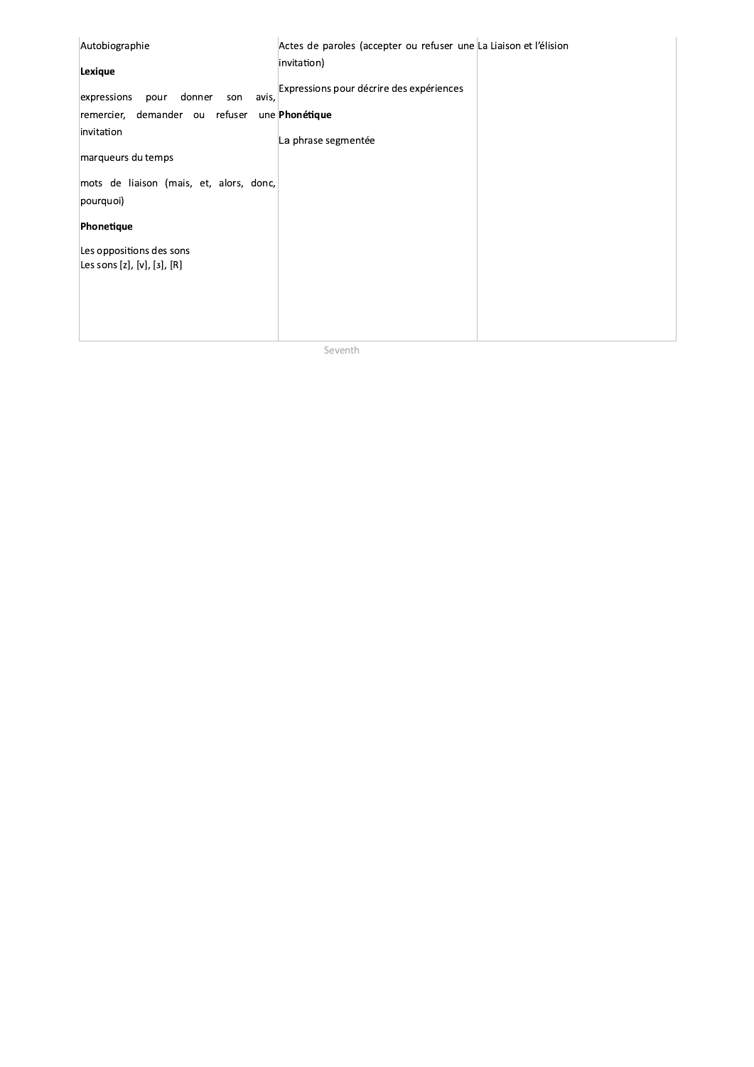| | | |
|---|---|---|
| Autobiographie<br><br>**Lexique**<br><br>expressions pour donner son avis, remercier, demander ou refuser une invitation<br><br>marqueurs du temps<br><br>mots de liaison (mais, et, alors, donc, pourquoi)<br><br>**Phonetique**<br><br>Les oppositions des sons<br>Les sons [z], [v], [ʒ], [R] | Actes de paroles (accepter ou refuser une invitation)<br><br>Expressions pour décrire des expériences<br><br>**Phonétique**<br><br>La phrase segmentée | La Liaison et l'élision |

Seventh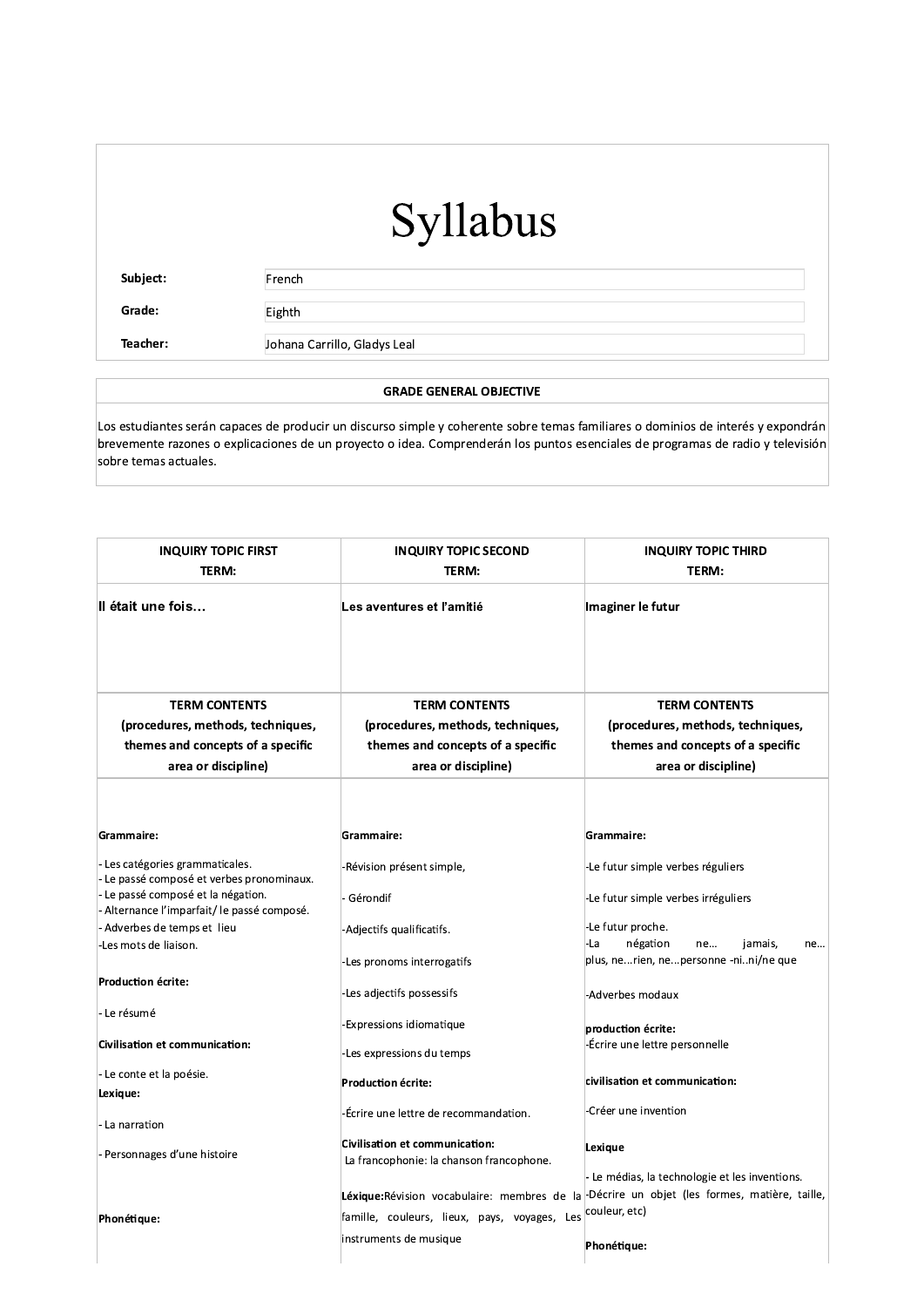# Syllabus

| | |
|---|---|
| **Subject:** | French |
| **Grade:** | Eighth |
| **Teacher:** | Johana Carrillo, Gladys Leal |

| GRADE GENERAL OBJECTIVE |
|---|
| Los estudiantes serán capaces de producir un discurso simple y coherente sobre temas familiares o dominios de interés y expondrán brevemente razones o explicaciones de un proyecto o idea. Comprenderán los puntos esenciales de programas de radio y televisión sobre temas actuales. |

| INQUIRY TOPIC FIRST TERM: | INQUIRY TOPIC SECOND TERM: | INQUIRY TOPIC THIRD TERM: |
|---|---|---|
| **Il était une fois…** | **Les aventures et l'amitié** | **Imaginer le futur** |
| **TERM CONTENTS (procedures, methods, techniques, themes and concepts of a specific area or discipline)** | **TERM CONTENTS (procedures, methods, techniques, themes and concepts of a specific area or discipline)** | **TERM CONTENTS (procedures, methods, techniques, themes and concepts of a specific area or discipline)** |
| **Grammaire:**<br><br>- Les catégories grammaticales.<br>- Le passé composé et verbes pronominaux.<br>- Le passé composé et la négation.<br>- Alternance l'imparfait/ le passé composé.<br>- Adverbes de temps et lieu<br>-Les mots de liaison.<br><br>**Production écrite:**<br><br>- Le résumé<br><br>**Civilisation et communication:**<br><br>- Le conte et la poésie.<br><br>**Lexique:**<br><br>- La narration<br><br>- Personnages d'une histoire<br><br>**Phonétique:** | **Grammaire:**<br><br>-Révision présent simple,<br><br>- Gérondif<br><br>-Adjectifs qualificatifs.<br><br>-Les pronoms interrogatifs<br><br>-Les adjectifs possessifs<br><br>-Expressions idiomatique<br><br>-Les expressions du temps<br><br>**Production écrite:**<br><br>-Écrire une lettre de recommandation.<br><br>**Civilisation et communication:**<br>La francophonie: la chanson francophone.<br><br>**Léxique:** Révision vocabulaire: membres de la famille, couleurs, lieux, pays, voyages, Les instruments de musique | **Grammaire:**<br><br>-Le futur simple verbes réguliers<br><br>-Le futur simple verbes irréguliers<br><br>-Le futur proche.<br>-La négation ne… jamais, ne… plus, ne...rien, ne...personne -ni..ni/ne que<br><br>-Adverbes modaux<br><br>**production écrite:**<br>-Écrire une lettre personnelle<br><br>**civilisation et communication:**<br><br>-Créer une invention<br><br>**Lexique**<br><br>- Le médias, la technologie et les inventions.<br>-Décrire un objet (les formes, matière, taille, couleur, etc)<br><br>**Phonétique:** |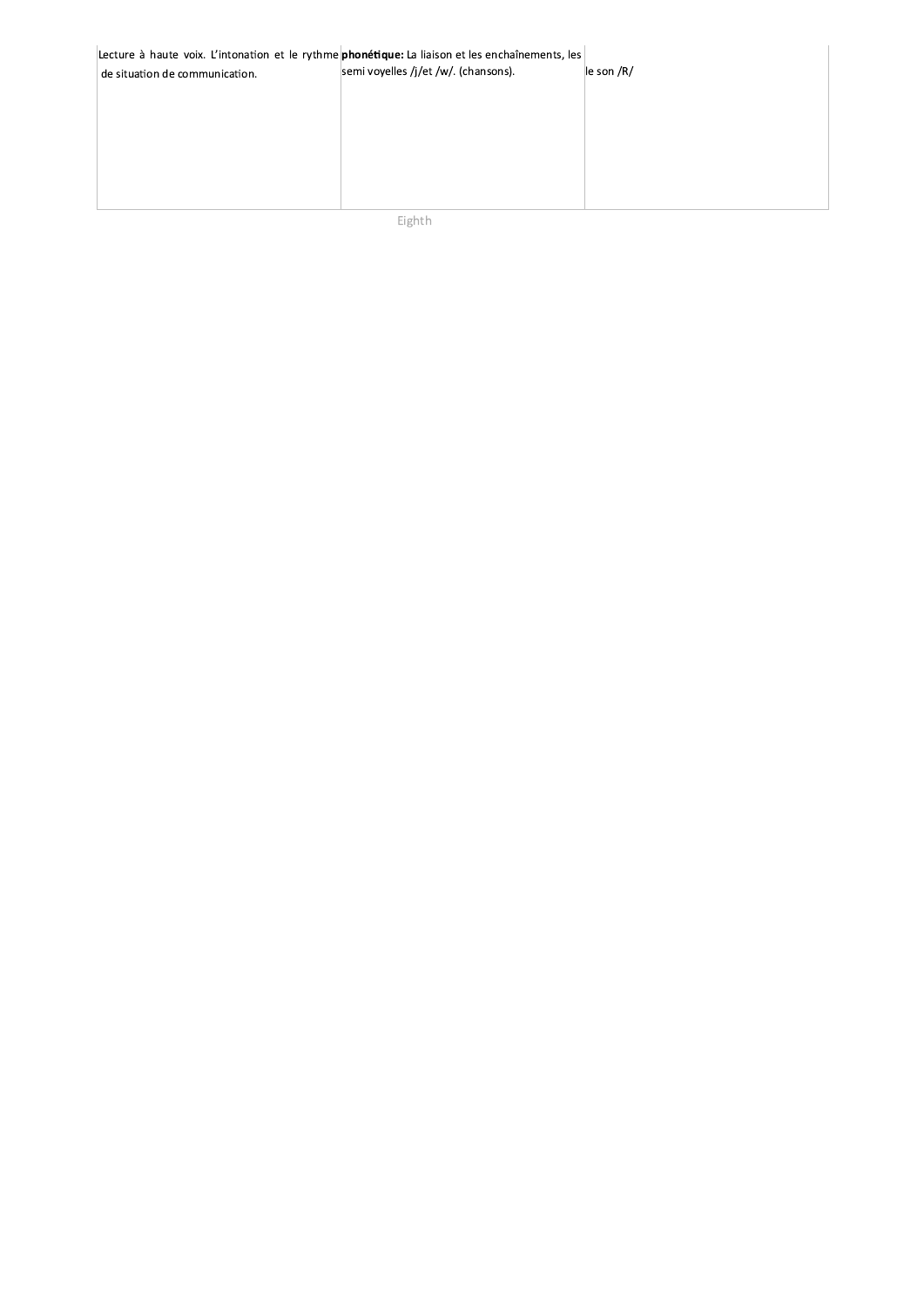| | | |
|---|---|---|
| Lecture à haute voix. L'intonation et le rythme de situation de communication. | **phonétique:** La liaison et les enchaînements, les semi voyelles /j/et /w/. (chansons). | le son /R/ |

Eighth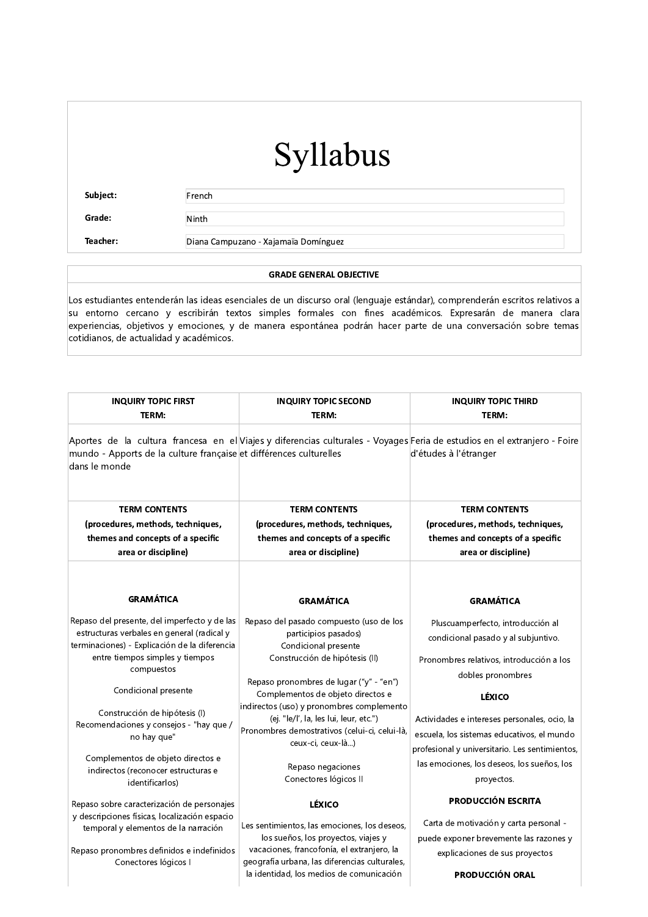# Syllabus

| | |
|---|---|
| **Subject:** | French |
| **Grade:** | Ninth |
| **Teacher:** | Diana Campuzano - Xajamaïa Domínguez |

| GRADE GENERAL OBJECTIVE |
|---|
| Los estudiantes entenderán las ideas esenciales de un discurso oral (lenguaje estándar), comprenderán escritos relativos a su entorno cercano y escribirán textos simples formales con fines académicos. Expresarán de manera clara experiencias, objetivos y emociones, y de manera espontánea podrán hacer parte de una conversación sobre temas cotidianos, de actualidad y académicos. |

| INQUIRY TOPIC FIRST TERM: | INQUIRY TOPIC SECOND TERM: | INQUIRY TOPIC THIRD TERM: |
|---|---|---|
| Aportes de la cultura francesa en el mundo - Apports de la culture française dans le monde | Viajes y diferencias culturales - Voyages et différences culturelles | Feria de estudios en el extranjero - Foire d'études à l'étranger |
| **TERM CONTENTS (procedures, methods, techniques, themes and concepts of a specific area or discipline)** | **TERM CONTENTS (procedures, methods, techniques, themes and concepts of a specific area or discipline)** | **TERM CONTENTS (procedures, methods, techniques, themes and concepts of a specific area or discipline)** |
| **GRAMÁTICA**<br><br>Repaso del presente, del imperfecto y de las estructuras verbales en general (radical y terminaciones) - Explicación de la diferencia entre tiempos simples y tiempos compuestos<br><br>Condicional presente<br><br>Construcción de hipótesis (I)<br>Recomendaciones y consejos - "hay que / no hay que"<br><br>Complementos de objeto directos e indirectos (reconocer estructuras e identificarlos)<br><br>Repaso sobre caracterización de personajes y descripciones físicas, localización espacio temporal y elementos de la narración<br><br>Repaso pronombres definidos e indefinidos<br>Conectores lógicos I | **GRAMÁTICA**<br><br>Repaso del pasado compuesto (uso de los participios pasados)<br>Condicional presente<br>Construcción de hipótesis (II)<br><br>Repaso pronombres de lugar ("y" - "en")<br>Complementos de objeto directos e indirectos (uso) y pronombres complemento (ej. "le/l', la, les lui, leur, etc.")<br>Pronombres demostrativos (celui-ci, celui-là, ceux-ci, ceux-là...)<br><br>Repaso negaciones<br>Conectores lógicos II<br><br>**LÉXICO**<br><br>Los sentimientos, las emociones, los deseos, los sueños, los proyectos, viajes y vacaciones, francofonía, el extranjero, la geografía urbana, las diferencias culturales, la identidad, los medios de comunicación | **GRAMÁTICA**<br><br>Pluscuamperfecto, introducción al condicional pasado y al subjuntivo.<br><br>Pronombres relativos, introducción a los dobles pronombres<br><br>**LÉXICO**<br><br>Actividades e intereses personales, ocio, la escuela, los sistemas educativos, el mundo profesional y universitario. Les sentimientos, las emociones, los deseos, los sueños, los proyectos.<br><br>**PRODUCCIÓN ESCRITA**<br><br>Carta de motivación y carta personal - puede exponer brevemente las razones y explicaciones de sus proyectos<br><br>**PRODUCCIÓN ORAL** |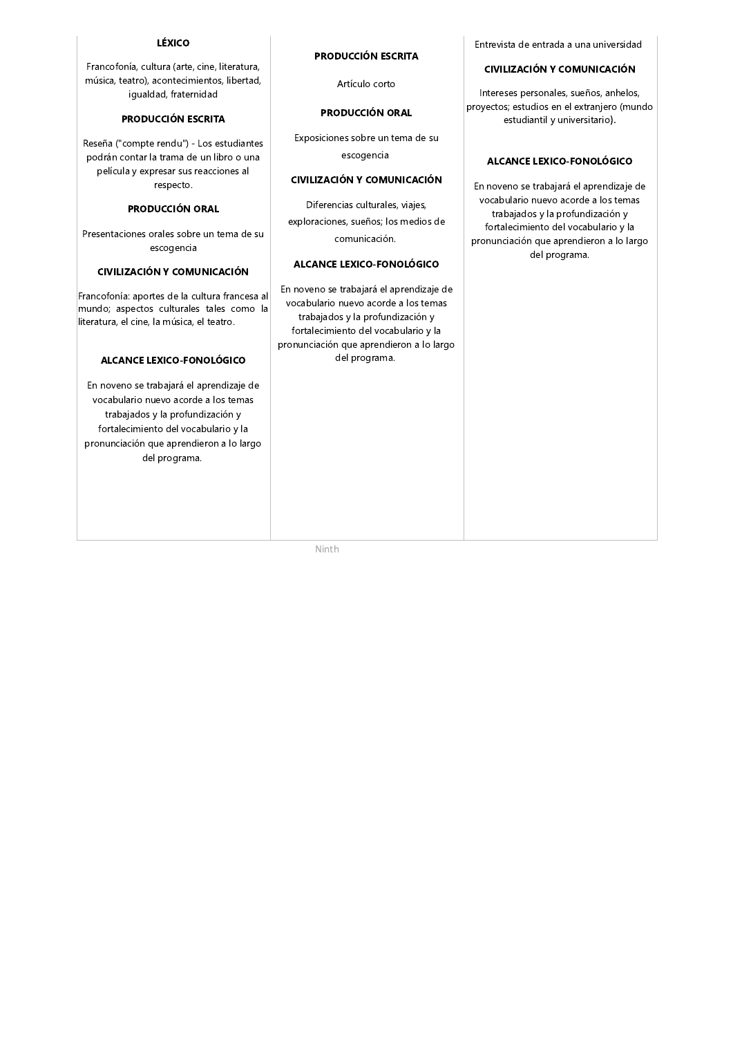| | | |
|---|---|---|
| **LÉXICO**<br><br>Francofonía, cultura (arte, cine, literatura, música, teatro), acontecimientos, libertad, igualdad, fraternidad<br><br>**PRODUCCIÓN ESCRITA**<br><br>Reseña ("compte rendu") - Los estudiantes podrán contar la trama de un libro o una película y expresar sus reacciones al respecto.<br><br>**PRODUCCIÓN ORAL**<br><br>Presentaciones orales sobre un tema de su escogencia<br><br>**CIVILIZACIÓN Y COMUNICACIÓN**<br><br>Francofonía: aportes de la cultura francesa al mundo; aspectos culturales tales como la literatura, el cine, la música, el teatro.<br><br>**ALCANCE LEXICO-FONOLÓGICO**<br><br>En noveno se trabajará el aprendizaje de vocabulario nuevo acorde a los temas trabajados y la profundización y fortalecimiento del vocabulario y la pronunciación que aprendieron a lo largo del programa. | **PRODUCCIÓN ESCRITA**<br><br>Artículo corto<br><br>**PRODUCCIÓN ORAL**<br><br>Exposiciones sobre un tema de su escogencia<br><br>**CIVILIZACIÓN Y COMUNICACIÓN**<br><br>Diferencias culturales, viajes, exploraciones, sueños; los medios de comunicación.<br><br>**ALCANCE LEXICO-FONOLÓGICO**<br><br>En noveno se trabajará el aprendizaje de vocabulario nuevo acorde a los temas trabajados y la profundización y fortalecimiento del vocabulario y la pronunciación que aprendieron a lo largo del programa. | Entrevista de entrada a una universidad<br><br>**CIVILIZACIÓN Y COMUNICACIÓN**<br><br>Intereses personales, sueños, anhelos, proyectos; estudios en el extranjero (mundo estudiantil y universitario).<br><br>**ALCANCE LEXICO-FONOLÓGICO**<br><br>En noveno se trabajará el aprendizaje de vocabulario nuevo acorde a los temas trabajados y la profundización y fortalecimiento del vocabulario y la pronunciación que aprendieron a lo largo del programa. |

Ninth